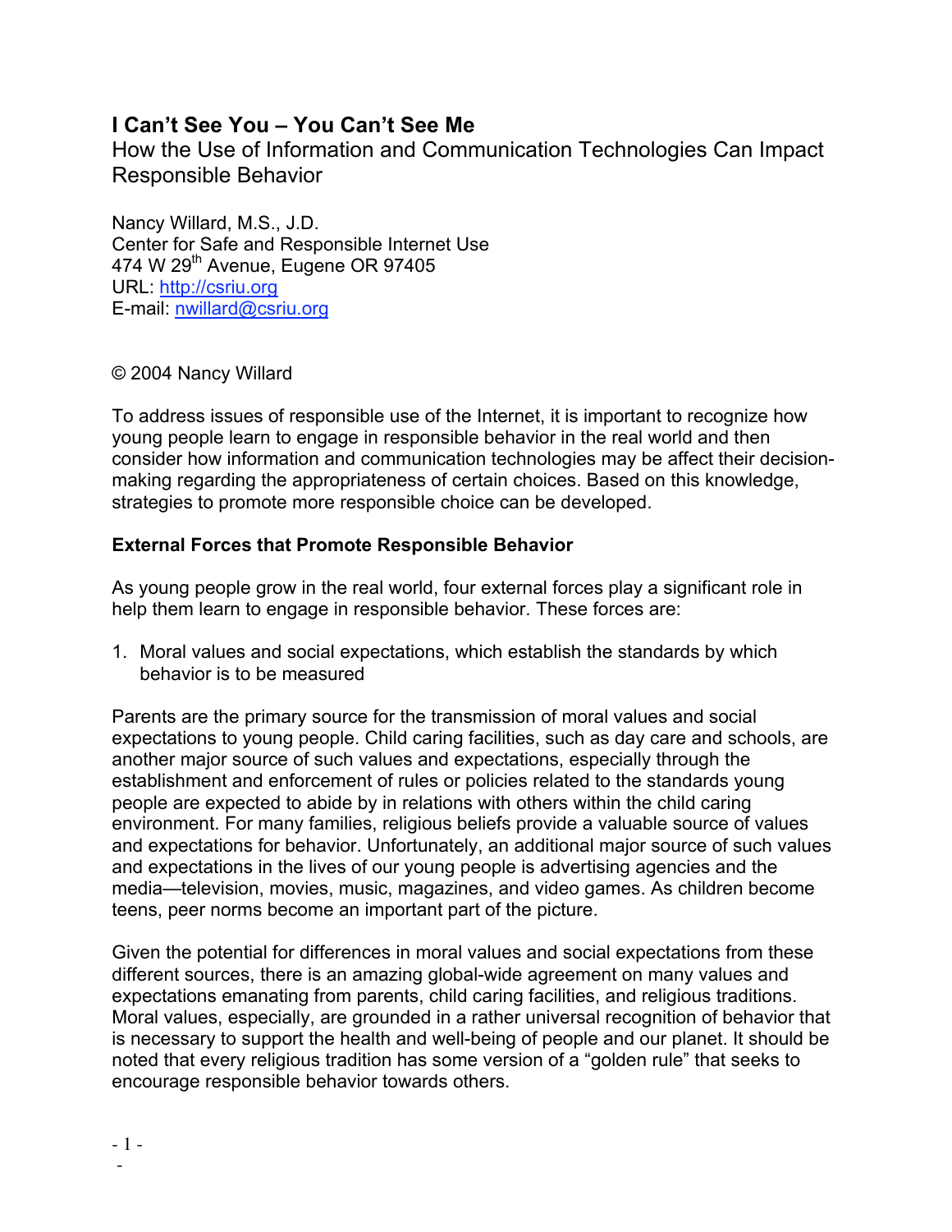# I Can't See You – You Can't See Me

How the Use of Information and Communication Technologies Can Impact Responsible Behavior

Nancy Willard, M.S., J.D.
Center for Safe and Responsible Internet Use
474 W 29th Avenue, Eugene OR 97405
URL: http://csriu.org
E-mail: nwillard@csriu.org

© 2004 Nancy Willard

To address issues of responsible use of the Internet, it is important to recognize how young people learn to engage in responsible behavior in the real world and then consider how information and communication technologies may be affect their decision-making regarding the appropriateness of certain choices. Based on this knowledge, strategies to promote more responsible choice can be developed.

**External Forces that Promote Responsible Behavior**

As young people grow in the real world, four external forces play a significant role in help them learn to engage in responsible behavior. These forces are:

1. Moral values and social expectations, which establish the standards by which behavior is to be measured

Parents are the primary source for the transmission of moral values and social expectations to young people. Child caring facilities, such as day care and schools, are another major source of such values and expectations, especially through the establishment and enforcement of rules or policies related to the standards young people are expected to abide by in relations with others within the child caring environment. For many families, religious beliefs provide a valuable source of values and expectations for behavior. Unfortunately, an additional major source of such values and expectations in the lives of our young people is advertising agencies and the media—television, movies, music, magazines, and video games. As children become teens, peer norms become an important part of the picture.

Given the potential for differences in moral values and social expectations from these different sources, there is an amazing global-wide agreement on many values and expectations emanating from parents, child caring facilities, and religious traditions. Moral values, especially, are grounded in a rather universal recognition of behavior that is necessary to support the health and well-being of people and our planet. It should be noted that every religious tradition has some version of a "golden rule" that seeks to encourage responsible behavior towards others.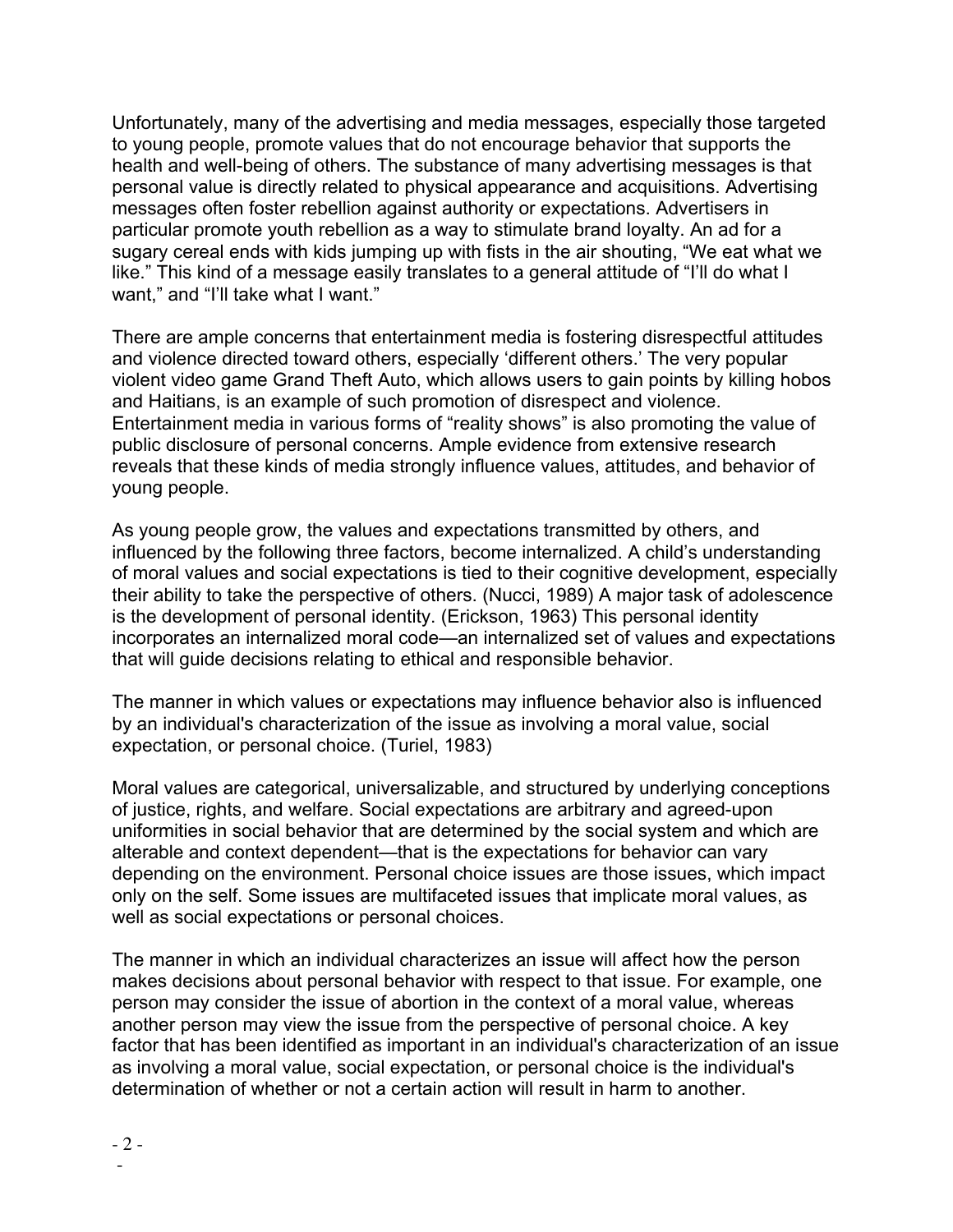Unfortunately, many of the advertising and media messages, especially those targeted to young people, promote values that do not encourage behavior that supports the health and well-being of others. The substance of many advertising messages is that personal value is directly related to physical appearance and acquisitions. Advertising messages often foster rebellion against authority or expectations. Advertisers in particular promote youth rebellion as a way to stimulate brand loyalty. An ad for a sugary cereal ends with kids jumping up with fists in the air shouting, "We eat what we like." This kind of a message easily translates to a general attitude of "I'll do what I want," and "I'll take what I want."

There are ample concerns that entertainment media is fostering disrespectful attitudes and violence directed toward others, especially 'different others.' The very popular violent video game Grand Theft Auto, which allows users to gain points by killing hobos and Haitians, is an example of such promotion of disrespect and violence. Entertainment media in various forms of "reality shows" is also promoting the value of public disclosure of personal concerns. Ample evidence from extensive research reveals that these kinds of media strongly influence values, attitudes, and behavior of young people.

As young people grow, the values and expectations transmitted by others, and influenced by the following three factors, become internalized. A child's understanding of moral values and social expectations is tied to their cognitive development, especially their ability to take the perspective of others. (Nucci, 1989) A major task of adolescence is the development of personal identity. (Erickson, 1963) This personal identity incorporates an internalized moral code—an internalized set of values and expectations that will guide decisions relating to ethical and responsible behavior.

The manner in which values or expectations may influence behavior also is influenced by an individual's characterization of the issue as involving a moral value, social expectation, or personal choice. (Turiel, 1983)

Moral values are categorical, universalizable, and structured by underlying conceptions of justice, rights, and welfare. Social expectations are arbitrary and agreed-upon uniformities in social behavior that are determined by the social system and which are alterable and context dependent—that is the expectations for behavior can vary depending on the environment. Personal choice issues are those issues, which impact only on the self. Some issues are multifaceted issues that implicate moral values, as well as social expectations or personal choices.

The manner in which an individual characterizes an issue will affect how the person makes decisions about personal behavior with respect to that issue. For example, one person may consider the issue of abortion in the context of a moral value, whereas another person may view the issue from the perspective of personal choice. A key factor that has been identified as important in an individual's characterization of an issue as involving a moral value, social expectation, or personal choice is the individual's determination of whether or not a certain action will result in harm to another.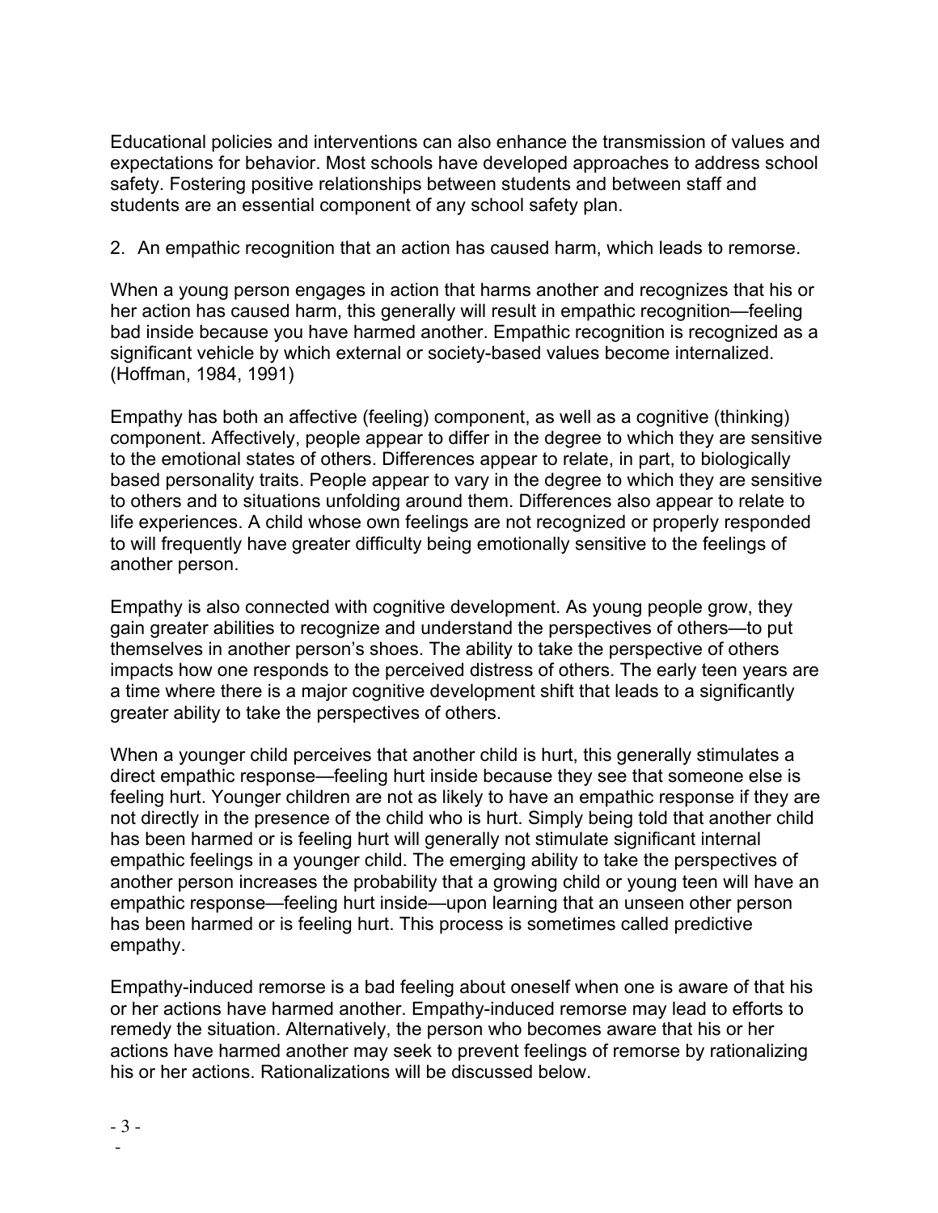Educational policies and interventions can also enhance the transmission of values and expectations for behavior. Most schools have developed approaches to address school safety. Fostering positive relationships between students and between staff and students are an essential component of any school safety plan.

2. An empathic recognition that an action has caused harm, which leads to remorse.

When a young person engages in action that harms another and recognizes that his or her action has caused harm, this generally will result in empathic recognition—feeling bad inside because you have harmed another. Empathic recognition is recognized as a significant vehicle by which external or society-based values become internalized. (Hoffman, 1984, 1991)

Empathy has both an affective (feeling) component, as well as a cognitive (thinking) component. Affectively, people appear to differ in the degree to which they are sensitive to the emotional states of others. Differences appear to relate, in part, to biologically based personality traits. People appear to vary in the degree to which they are sensitive to others and to situations unfolding around them. Differences also appear to relate to life experiences. A child whose own feelings are not recognized or properly responded to will frequently have greater difficulty being emotionally sensitive to the feelings of another person.

Empathy is also connected with cognitive development. As young people grow, they gain greater abilities to recognize and understand the perspectives of others—to put themselves in another person's shoes. The ability to take the perspective of others impacts how one responds to the perceived distress of others. The early teen years are a time where there is a major cognitive development shift that leads to a significantly greater ability to take the perspectives of others.

When a younger child perceives that another child is hurt, this generally stimulates a direct empathic response—feeling hurt inside because they see that someone else is feeling hurt. Younger children are not as likely to have an empathic response if they are not directly in the presence of the child who is hurt. Simply being told that another child has been harmed or is feeling hurt will generally not stimulate significant internal empathic feelings in a younger child. The emerging ability to take the perspectives of another person increases the probability that a growing child or young teen will have an empathic response—feeling hurt inside—upon learning that an unseen other person has been harmed or is feeling hurt. This process is sometimes called predictive empathy.

Empathy-induced remorse is a bad feeling about oneself when one is aware of that his or her actions have harmed another. Empathy-induced remorse may lead to efforts to remedy the situation. Alternatively, the person who becomes aware that his or her actions have harmed another may seek to prevent feelings of remorse by rationalizing his or her actions. Rationalizations will be discussed below.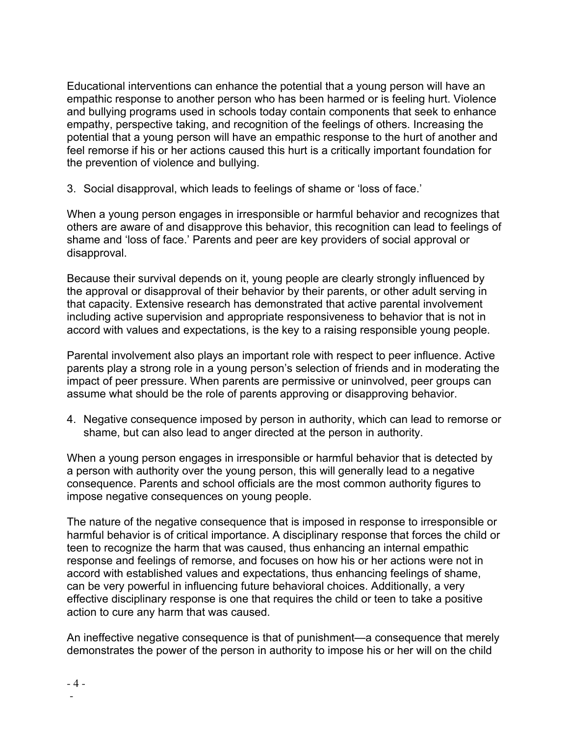Educational interventions can enhance the potential that a young person will have an empathic response to another person who has been harmed or is feeling hurt. Violence and bullying programs used in schools today contain components that seek to enhance empathy, perspective taking, and recognition of the feelings of others. Increasing the potential that a young person will have an empathic response to the hurt of another and feel remorse if his or her actions caused this hurt is a critically important foundation for the prevention of violence and bullying.

3. Social disapproval, which leads to feelings of shame or 'loss of face.'

When a young person engages in irresponsible or harmful behavior and recognizes that others are aware of and disapprove this behavior, this recognition can lead to feelings of shame and 'loss of face.' Parents and peer are key providers of social approval or disapproval.

Because their survival depends on it, young people are clearly strongly influenced by the approval or disapproval of their behavior by their parents, or other adult serving in that capacity. Extensive research has demonstrated that active parental involvement including active supervision and appropriate responsiveness to behavior that is not in accord with values and expectations, is the key to a raising responsible young people.

Parental involvement also plays an important role with respect to peer influence. Active parents play a strong role in a young person's selection of friends and in moderating the impact of peer pressure. When parents are permissive or uninvolved, peer groups can assume what should be the role of parents approving or disapproving behavior.

4. Negative consequence imposed by person in authority, which can lead to remorse or shame, but can also lead to anger directed at the person in authority.

When a young person engages in irresponsible or harmful behavior that is detected by a person with authority over the young person, this will generally lead to a negative consequence. Parents and school officials are the most common authority figures to impose negative consequences on young people.

The nature of the negative consequence that is imposed in response to irresponsible or harmful behavior is of critical importance. A disciplinary response that forces the child or teen to recognize the harm that was caused, thus enhancing an internal empathic response and feelings of remorse, and focuses on how his or her actions were not in accord with established values and expectations, thus enhancing feelings of shame, can be very powerful in influencing future behavioral choices. Additionally, a very effective disciplinary response is one that requires the child or teen to take a positive action to cure any harm that was caused.

An ineffective negative consequence is that of punishment—a consequence that merely demonstrates the power of the person in authority to impose his or her will on the child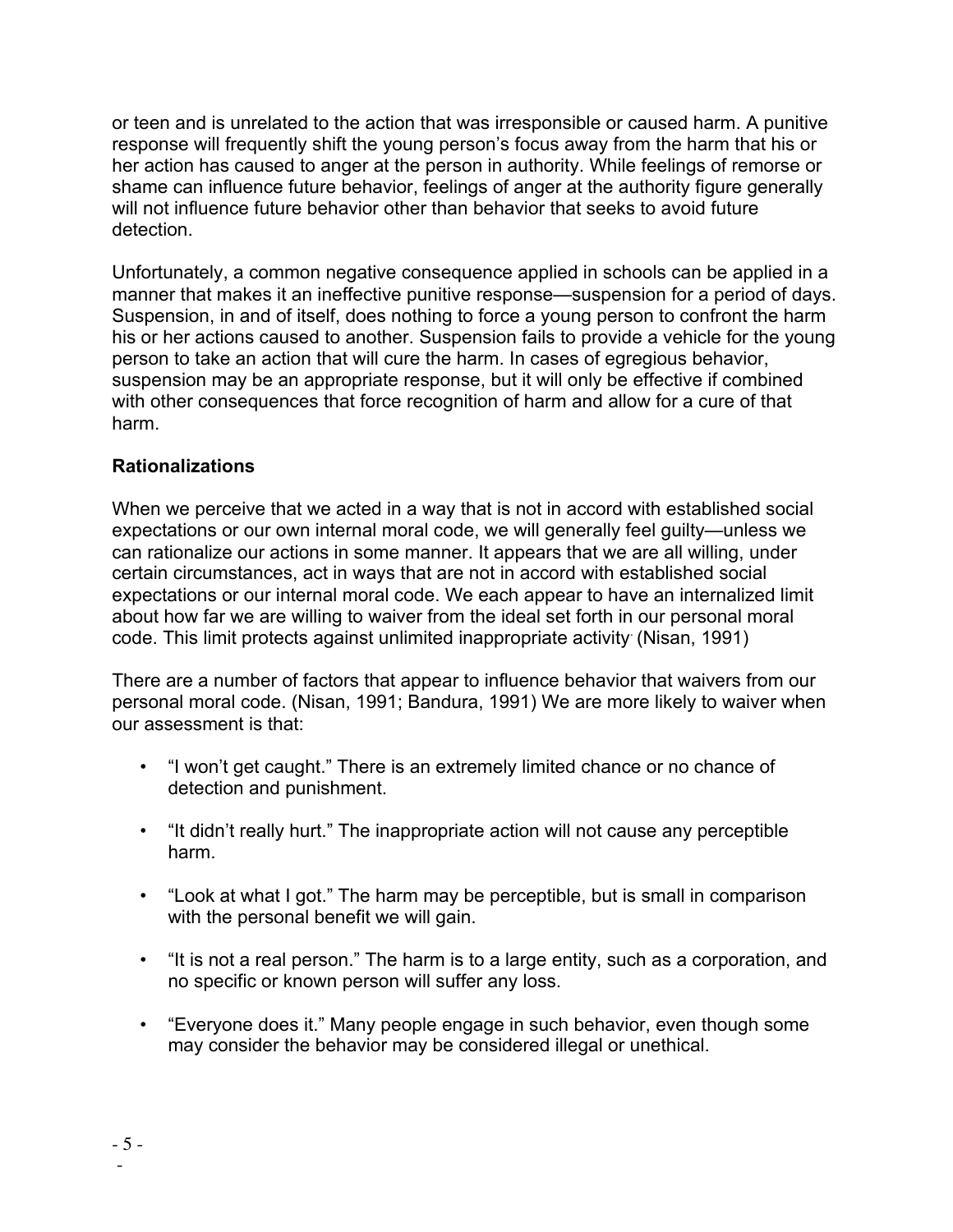or teen and is unrelated to the action that was irresponsible or caused harm. A punitive response will frequently shift the young person's focus away from the harm that his or her action has caused to anger at the person in authority. While feelings of remorse or shame can influence future behavior, feelings of anger at the authority figure generally will not influence future behavior other than behavior that seeks to avoid future detection.

Unfortunately, a common negative consequence applied in schools can be applied in a manner that makes it an ineffective punitive response—suspension for a period of days. Suspension, in and of itself, does nothing to force a young person to confront the harm his or her actions caused to another. Suspension fails to provide a vehicle for the young person to take an action that will cure the harm. In cases of egregious behavior, suspension may be an appropriate response, but it will only be effective if combined with other consequences that force recognition of harm and allow for a cure of that harm.

**Rationalizations**

When we perceive that we acted in a way that is not in accord with established social expectations or our own internal moral code, we will generally feel guilty—unless we can rationalize our actions in some manner. It appears that we are all willing, under certain circumstances, act in ways that are not in accord with established social expectations or our internal moral code. We each appear to have an internalized limit about how far we are willing to waiver from the ideal set forth in our personal moral code. This limit protects against unlimited inappropriate activity. (Nisan, 1991)

There are a number of factors that appear to influence behavior that waivers from our personal moral code. (Nisan, 1991; Bandura, 1991) We are more likely to waiver when our assessment is that:

- "I won't get caught." There is an extremely limited chance or no chance of detection and punishment.
- "It didn't really hurt." The inappropriate action will not cause any perceptible harm.
- "Look at what I got." The harm may be perceptible, but is small in comparison with the personal benefit we will gain.
- "It is not a real person." The harm is to a large entity, such as a corporation, and no specific or known person will suffer any loss.
- "Everyone does it." Many people engage in such behavior, even though some may consider the behavior may be considered illegal or unethical.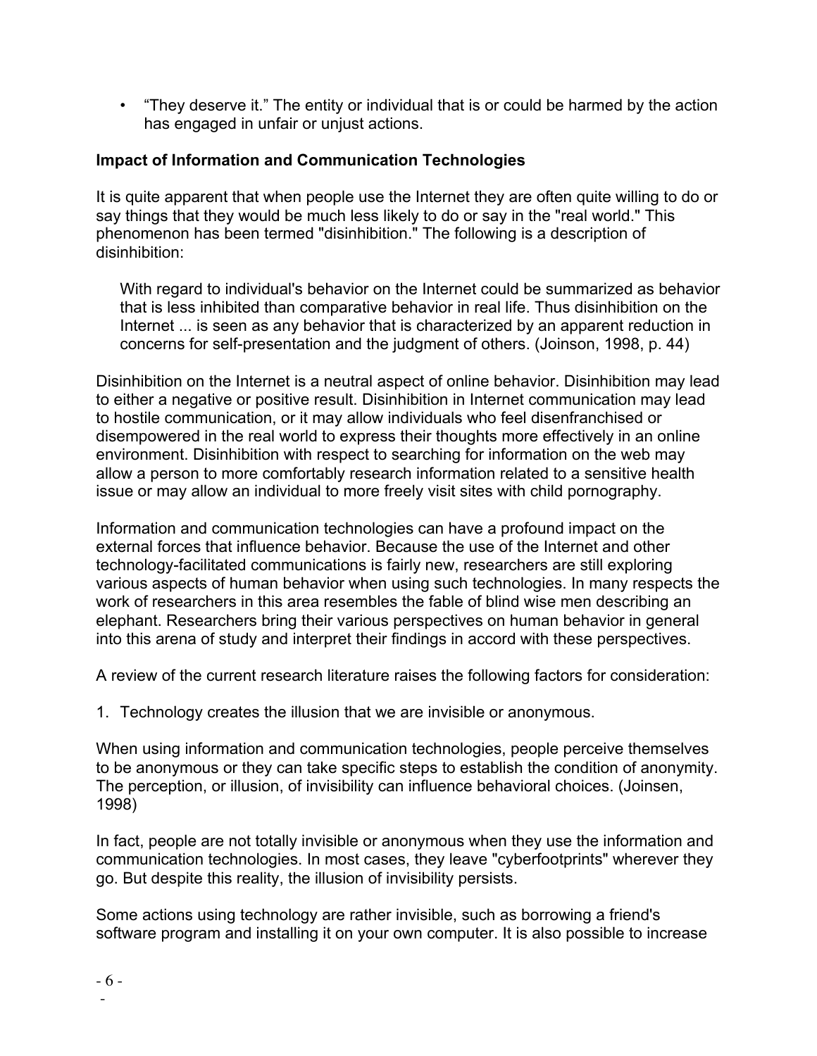- “They deserve it.” The entity or individual that is or could be harmed by the action has engaged in unfair or unjust actions.

### Impact of Information and Communication Technologies

It is quite apparent that when people use the Internet they are often quite willing to do or say things that they would be much less likely to do or say in the "real world." This phenomenon has been termed "disinhibition." The following is a description of disinhibition:

> With regard to individual's behavior on the Internet could be summarized as behavior that is less inhibited than comparative behavior in real life. Thus disinhibition on the Internet ... is seen as any behavior that is characterized by an apparent reduction in concerns for self-presentation and the judgment of others. (Joinson, 1998, p. 44)

Disinhibition on the Internet is a neutral aspect of online behavior. Disinhibition may lead to either a negative or positive result. Disinhibition in Internet communication may lead to hostile communication, or it may allow individuals who feel disenfranchised or disempowered in the real world to express their thoughts more effectively in an online environment. Disinhibition with respect to searching for information on the web may allow a person to more comfortably research information related to a sensitive health issue or may allow an individual to more freely visit sites with child pornography.

Information and communication technologies can have a profound impact on the external forces that influence behavior. Because the use of the Internet and other technology-facilitated communications is fairly new, researchers are still exploring various aspects of human behavior when using such technologies. In many respects the work of researchers in this area resembles the fable of blind wise men describing an elephant. Researchers bring their various perspectives on human behavior in general into this arena of study and interpret their findings in accord with these perspectives.

A review of the current research literature raises the following factors for consideration:

1. Technology creates the illusion that we are invisible or anonymous.

When using information and communication technologies, people perceive themselves to be anonymous or they can take specific steps to establish the condition of anonymity. The perception, or illusion, of invisibility can influence behavioral choices. (Joinsen, 1998)

In fact, people are not totally invisible or anonymous when they use the information and communication technologies. In most cases, they leave "cyberfootprints" wherever they go. But despite this reality, the illusion of invisibility persists.

Some actions using technology are rather invisible, such as borrowing a friend's software program and installing it on your own computer. It is also possible to increase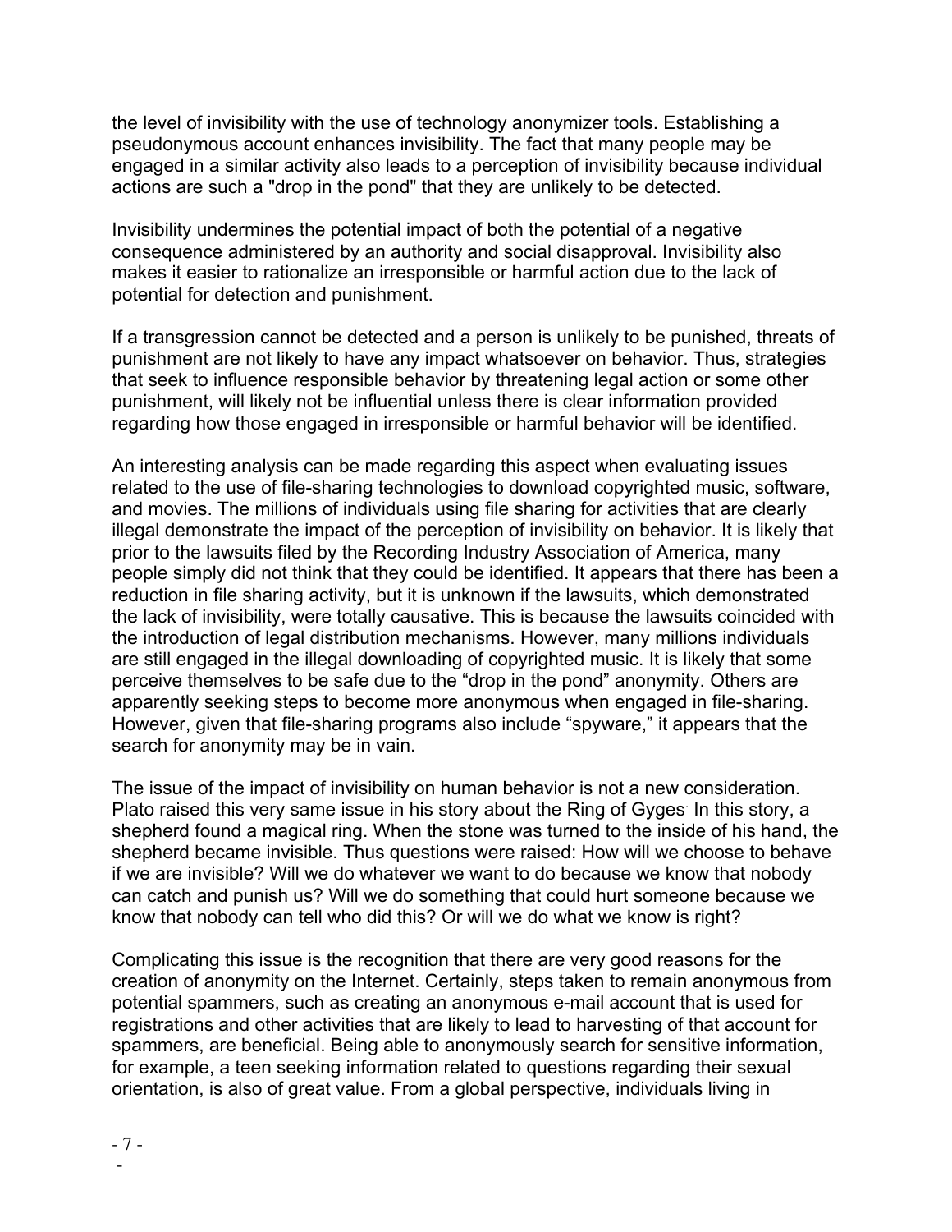the level of invisibility with the use of technology anonymizer tools. Establishing a pseudonymous account enhances invisibility. The fact that many people may be engaged in a similar activity also leads to a perception of invisibility because individual actions are such a "drop in the pond" that they are unlikely to be detected.

Invisibility undermines the potential impact of both the potential of a negative consequence administered by an authority and social disapproval. Invisibility also makes it easier to rationalize an irresponsible or harmful action due to the lack of potential for detection and punishment.

If a transgression cannot be detected and a person is unlikely to be punished, threats of punishment are not likely to have any impact whatsoever on behavior. Thus, strategies that seek to influence responsible behavior by threatening legal action or some other punishment, will likely not be influential unless there is clear information provided regarding how those engaged in irresponsible or harmful behavior will be identified.

An interesting analysis can be made regarding this aspect when evaluating issues related to the use of file-sharing technologies to download copyrighted music, software, and movies. The millions of individuals using file sharing for activities that are clearly illegal demonstrate the impact of the perception of invisibility on behavior. It is likely that prior to the lawsuits filed by the Recording Industry Association of America, many people simply did not think that they could be identified. It appears that there has been a reduction in file sharing activity, but it is unknown if the lawsuits, which demonstrated the lack of invisibility, were totally causative. This is because the lawsuits coincided with the introduction of legal distribution mechanisms. However, many millions individuals are still engaged in the illegal downloading of copyrighted music. It is likely that some perceive themselves to be safe due to the "drop in the pond" anonymity. Others are apparently seeking steps to become more anonymous when engaged in file-sharing. However, given that file-sharing programs also include "spyware," it appears that the search for anonymity may be in vain.

The issue of the impact of invisibility on human behavior is not a new consideration. Plato raised this very same issue in his story about the Ring of Gyges. In this story, a shepherd found a magical ring. When the stone was turned to the inside of his hand, the shepherd became invisible. Thus questions were raised: How will we choose to behave if we are invisible? Will we do whatever we want to do because we know that nobody can catch and punish us? Will we do something that could hurt someone because we know that nobody can tell who did this? Or will we do what we know is right?

Complicating this issue is the recognition that there are very good reasons for the creation of anonymity on the Internet. Certainly, steps taken to remain anonymous from potential spammers, such as creating an anonymous e-mail account that is used for registrations and other activities that are likely to lead to harvesting of that account for spammers, are beneficial. Being able to anonymously search for sensitive information, for example, a teen seeking information related to questions regarding their sexual orientation, is also of great value. From a global perspective, individuals living in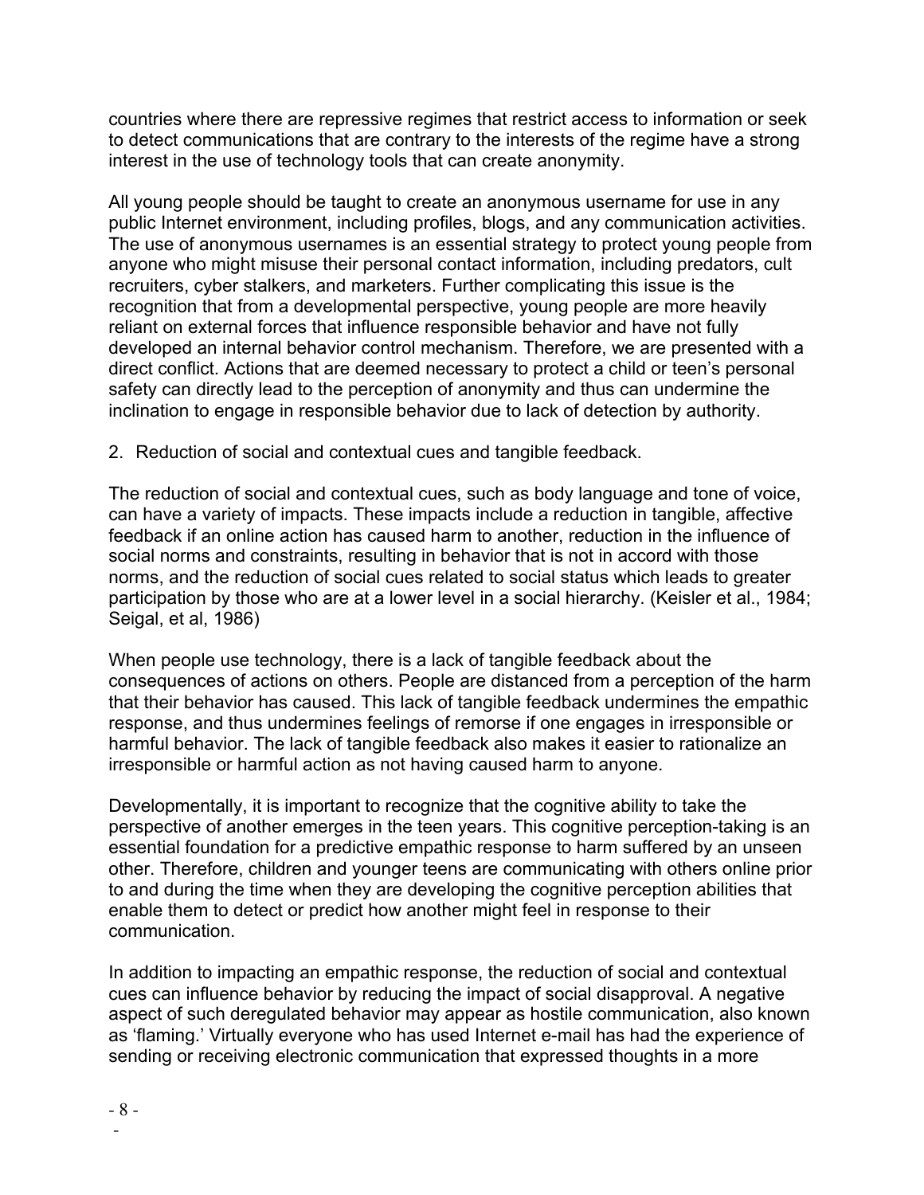countries where there are repressive regimes that restrict access to information or seek to detect communications that are contrary to the interests of the regime have a strong interest in the use of technology tools that can create anonymity.

All young people should be taught to create an anonymous username for use in any public Internet environment, including profiles, blogs, and any communication activities. The use of anonymous usernames is an essential strategy to protect young people from anyone who might misuse their personal contact information, including predators, cult recruiters, cyber stalkers, and marketers. Further complicating this issue is the recognition that from a developmental perspective, young people are more heavily reliant on external forces that influence responsible behavior and have not fully developed an internal behavior control mechanism. Therefore, we are presented with a direct conflict. Actions that are deemed necessary to protect a child or teen's personal safety can directly lead to the perception of anonymity and thus can undermine the inclination to engage in responsible behavior due to lack of detection by authority.

2. Reduction of social and contextual cues and tangible feedback.

The reduction of social and contextual cues, such as body language and tone of voice, can have a variety of impacts. These impacts include a reduction in tangible, affective feedback if an online action has caused harm to another, reduction in the influence of social norms and constraints, resulting in behavior that is not in accord with those norms, and the reduction of social cues related to social status which leads to greater participation by those who are at a lower level in a social hierarchy. (Keisler et al., 1984; Seigal, et al, 1986)

When people use technology, there is a lack of tangible feedback about the consequences of actions on others. People are distanced from a perception of the harm that their behavior has caused. This lack of tangible feedback undermines the empathic response, and thus undermines feelings of remorse if one engages in irresponsible or harmful behavior. The lack of tangible feedback also makes it easier to rationalize an irresponsible or harmful action as not having caused harm to anyone.

Developmentally, it is important to recognize that the cognitive ability to take the perspective of another emerges in the teen years. This cognitive perception-taking is an essential foundation for a predictive empathic response to harm suffered by an unseen other. Therefore, children and younger teens are communicating with others online prior to and during the time when they are developing the cognitive perception abilities that enable them to detect or predict how another might feel in response to their communication.

In addition to impacting an empathic response, the reduction of social and contextual cues can influence behavior by reducing the impact of social disapproval. A negative aspect of such deregulated behavior may appear as hostile communication, also known as 'flaming.' Virtually everyone who has used Internet e-mail has had the experience of sending or receiving electronic communication that expressed thoughts in a more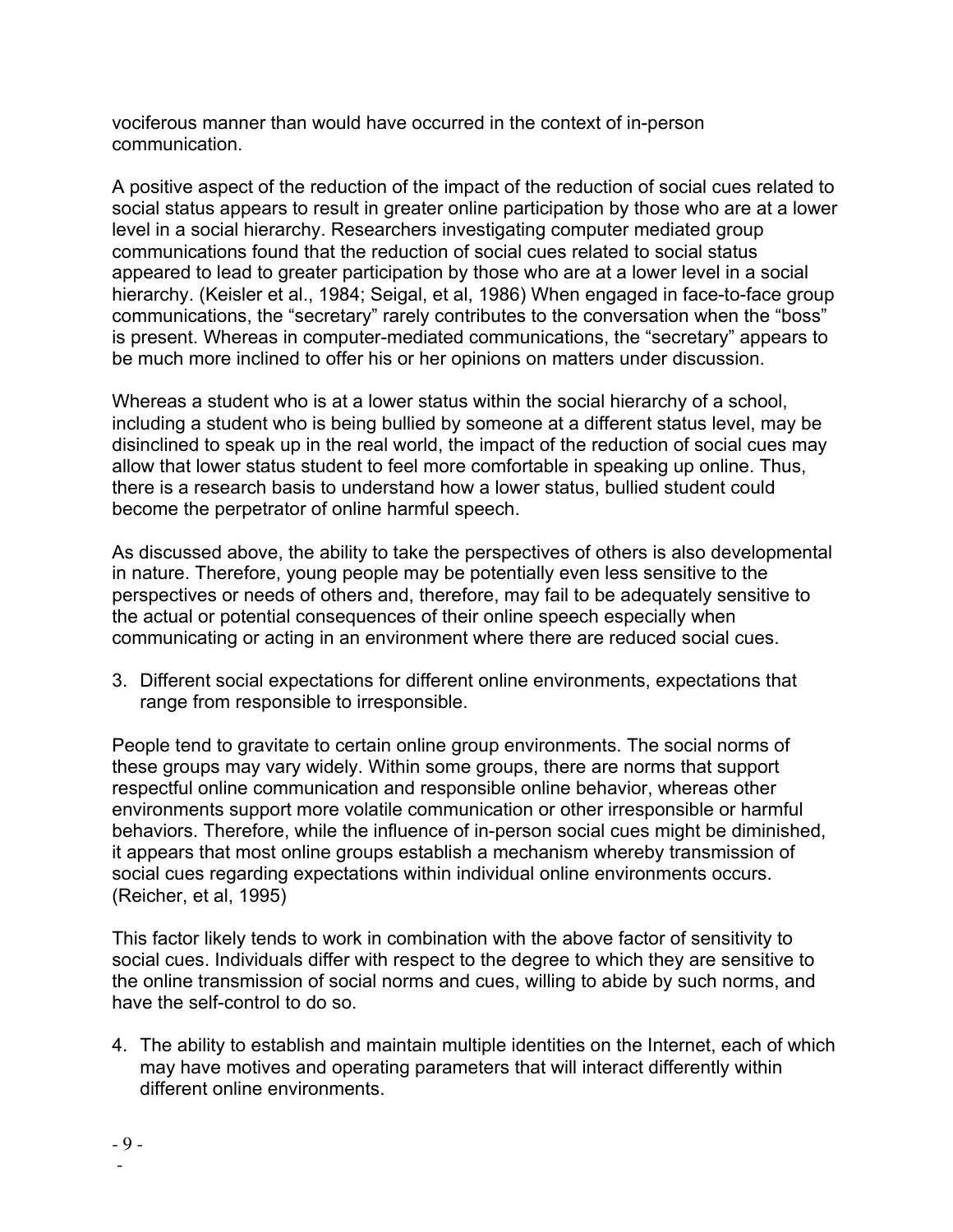vociferous manner than would have occurred in the context of in-person communication.

A positive aspect of the reduction of the impact of the reduction of social cues related to social status appears to result in greater online participation by those who are at a lower level in a social hierarchy. Researchers investigating computer mediated group communications found that the reduction of social cues related to social status appeared to lead to greater participation by those who are at a lower level in a social hierarchy. (Keisler et al., 1984; Seigal, et al, 1986) When engaged in face-to-face group communications, the “secretary” rarely contributes to the conversation when the “boss” is present. Whereas in computer-mediated communications, the “secretary” appears to be much more inclined to offer his or her opinions on matters under discussion.

Whereas a student who is at a lower status within the social hierarchy of a school, including a student who is being bullied by someone at a different status level, may be disinclined to speak up in the real world, the impact of the reduction of social cues may allow that lower status student to feel more comfortable in speaking up online. Thus, there is a research basis to understand how a lower status, bullied student could become the perpetrator of online harmful speech.

As discussed above, the ability to take the perspectives of others is also developmental in nature. Therefore, young people may be potentially even less sensitive to the perspectives or needs of others and, therefore, may fail to be adequately sensitive to the actual or potential consequences of their online speech especially when communicating or acting in an environment where there are reduced social cues.

3. Different social expectations for different online environments, expectations that range from responsible to irresponsible.

People tend to gravitate to certain online group environments. The social norms of these groups may vary widely. Within some groups, there are norms that support respectful online communication and responsible online behavior, whereas other environments support more volatile communication or other irresponsible or harmful behaviors. Therefore, while the influence of in-person social cues might be diminished, it appears that most online groups establish a mechanism whereby transmission of social cues regarding expectations within individual online environments occurs. (Reicher, et al, 1995)

This factor likely tends to work in combination with the above factor of sensitivity to social cues. Individuals differ with respect to the degree to which they are sensitive to the online transmission of social norms and cues, willing to abide by such norms, and have the self-control to do so.

4. The ability to establish and maintain multiple identities on the Internet, each of which may have motives and operating parameters that will interact differently within different online environments.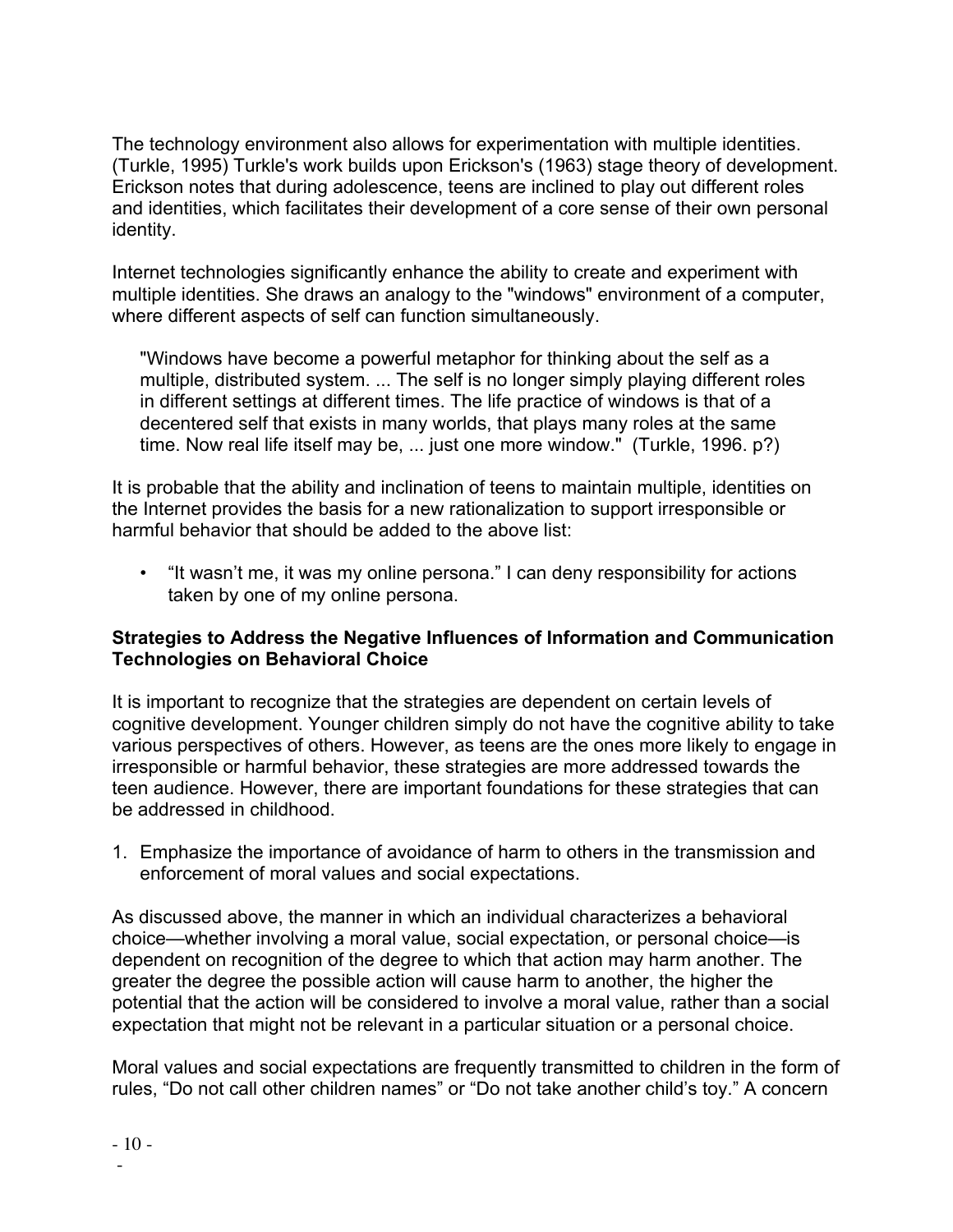The technology environment also allows for experimentation with multiple identities. (Turkle, 1995) Turkle's work builds upon Erickson's (1963) stage theory of development. Erickson notes that during adolescence, teens are inclined to play out different roles and identities, which facilitates their development of a core sense of their own personal identity.

Internet technologies significantly enhance the ability to create and experiment with multiple identities. She draws an analogy to the "windows" environment of a computer, where different aspects of self can function simultaneously.

> "Windows have become a powerful metaphor for thinking about the self as a multiple, distributed system. ... The self is no longer simply playing different roles in different settings at different times. The life practice of windows is that of a decentered self that exists in many worlds, that plays many roles at the same time. Now real life itself may be, ... just one more window." (Turkle, 1996. p?)

It is probable that the ability and inclination of teens to maintain multiple, identities on the Internet provides the basis for a new rationalization to support irresponsible or harmful behavior that should be added to the above list:

- "It wasn't me, it was my online persona." I can deny responsibility for actions taken by one of my online persona.

**Strategies to Address the Negative Influences of Information and Communication Technologies on Behavioral Choice**

It is important to recognize that the strategies are dependent on certain levels of cognitive development. Younger children simply do not have the cognitive ability to take various perspectives of others. However, as teens are the ones more likely to engage in irresponsible or harmful behavior, these strategies are more addressed towards the teen audience. However, there are important foundations for these strategies that can be addressed in childhood.

1. Emphasize the importance of avoidance of harm to others in the transmission and enforcement of moral values and social expectations.

As discussed above, the manner in which an individual characterizes a behavioral choice—whether involving a moral value, social expectation, or personal choice—is dependent on recognition of the degree to which that action may harm another. The greater the degree the possible action will cause harm to another, the higher the potential that the action will be considered to involve a moral value, rather than a social expectation that might not be relevant in a particular situation or a personal choice.

Moral values and social expectations are frequently transmitted to children in the form of rules, "Do not call other children names" or "Do not take another child's toy." A concern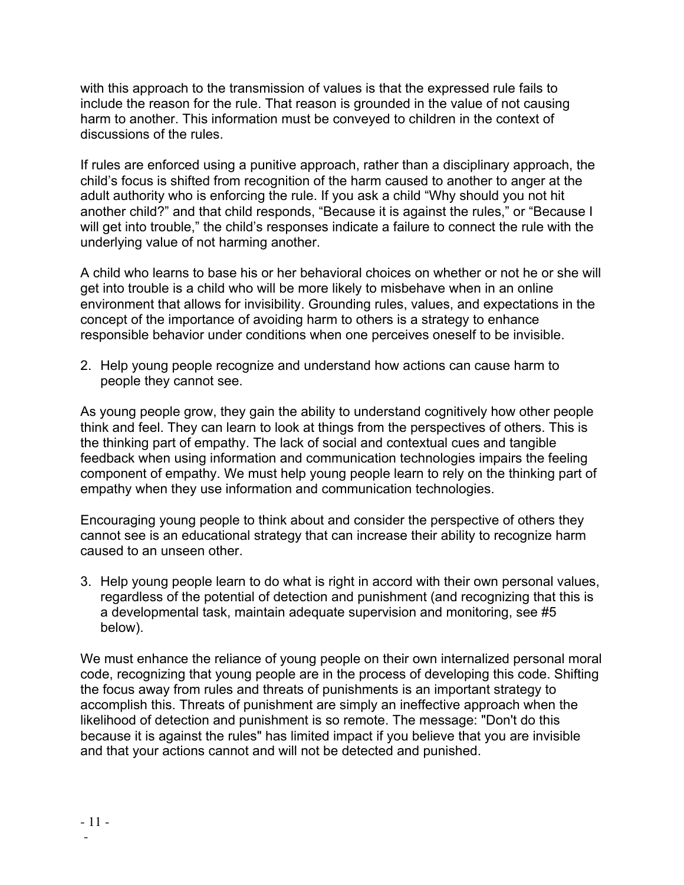with this approach to the transmission of values is that the expressed rule fails to include the reason for the rule. That reason is grounded in the value of not causing harm to another. This information must be conveyed to children in the context of discussions of the rules.

If rules are enforced using a punitive approach, rather than a disciplinary approach, the child's focus is shifted from recognition of the harm caused to another to anger at the adult authority who is enforcing the rule. If you ask a child "Why should you not hit another child?" and that child responds, "Because it is against the rules," or "Because I will get into trouble," the child's responses indicate a failure to connect the rule with the underlying value of not harming another.

A child who learns to base his or her behavioral choices on whether or not he or she will get into trouble is a child who will be more likely to misbehave when in an online environment that allows for invisibility. Grounding rules, values, and expectations in the concept of the importance of avoiding harm to others is a strategy to enhance responsible behavior under conditions when one perceives oneself to be invisible.

2. Help young people recognize and understand how actions can cause harm to people they cannot see.

As young people grow, they gain the ability to understand cognitively how other people think and feel. They can learn to look at things from the perspectives of others. This is the thinking part of empathy. The lack of social and contextual cues and tangible feedback when using information and communication technologies impairs the feeling component of empathy. We must help young people learn to rely on the thinking part of empathy when they use information and communication technologies.

Encouraging young people to think about and consider the perspective of others they cannot see is an educational strategy that can increase their ability to recognize harm caused to an unseen other.

3. Help young people learn to do what is right in accord with their own personal values, regardless of the potential of detection and punishment (and recognizing that this is a developmental task, maintain adequate supervision and monitoring, see #5 below).

We must enhance the reliance of young people on their own internalized personal moral code, recognizing that young people are in the process of developing this code. Shifting the focus away from rules and threats of punishments is an important strategy to accomplish this. Threats of punishment are simply an ineffective approach when the likelihood of detection and punishment is so remote. The message: "Don't do this because it is against the rules" has limited impact if you believe that you are invisible and that your actions cannot and will not be detected and punished.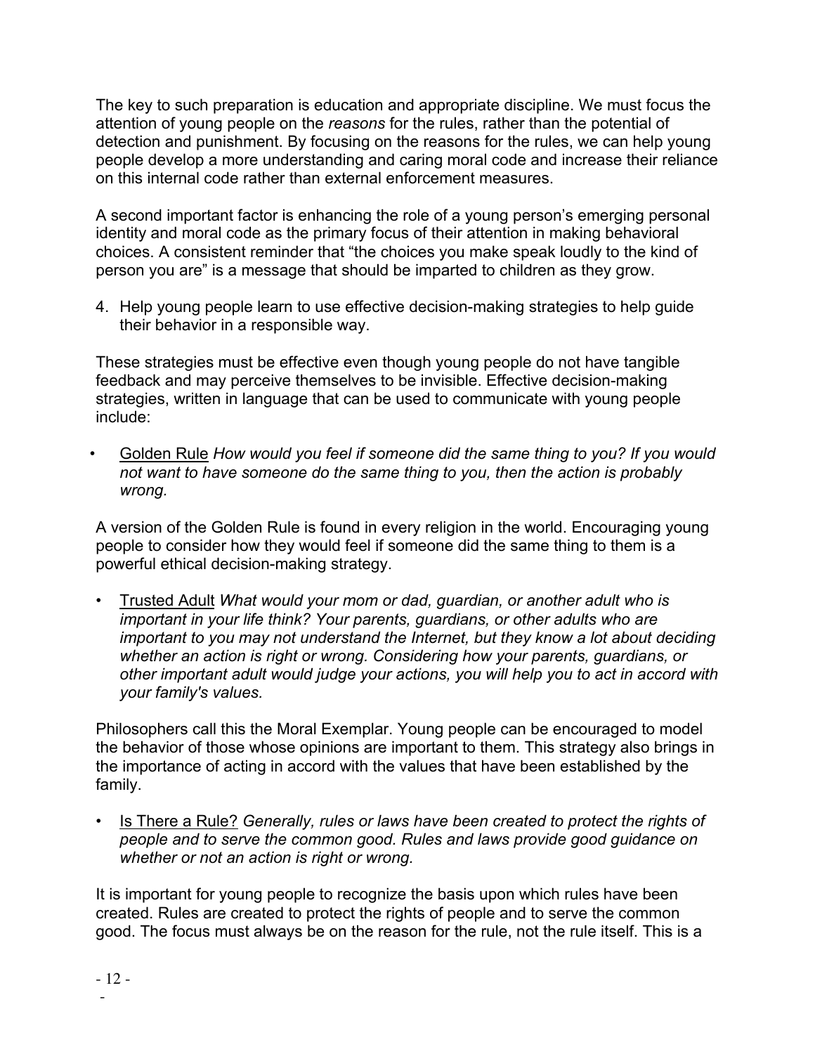The key to such preparation is education and appropriate discipline. We must focus the attention of young people on the *reasons* for the rules, rather than the potential of detection and punishment. By focusing on the reasons for the rules, we can help young people develop a more understanding and caring moral code and increase their reliance on this internal code rather than external enforcement measures.

A second important factor is enhancing the role of a young person's emerging personal identity and moral code as the primary focus of their attention in making behavioral choices. A consistent reminder that "the choices you make speak loudly to the kind of person you are" is a message that should be imparted to children as they grow.

4. Help young people learn to use effective decision-making strategies to help guide their behavior in a responsible way.

These strategies must be effective even though young people do not have tangible feedback and may perceive themselves to be invisible. Effective decision-making strategies, written in language that can be used to communicate with young people include:

- Golden Rule *How would you feel if someone did the same thing to you? If you would not want to have someone do the same thing to you, then the action is probably wrong.*

A version of the Golden Rule is found in every religion in the world. Encouraging young people to consider how they would feel if someone did the same thing to them is a powerful ethical decision-making strategy.

- Trusted Adult *What would your mom or dad, guardian, or another adult who is important in your life think? Your parents, guardians, or other adults who are important to you may not understand the Internet, but they know a lot about deciding whether an action is right or wrong. Considering how your parents, guardians, or other important adult would judge your actions, you will help you to act in accord with your family's values.*

Philosophers call this the Moral Exemplar. Young people can be encouraged to model the behavior of those whose opinions are important to them. This strategy also brings in the importance of acting in accord with the values that have been established by the family.

- Is There a Rule? *Generally, rules or laws have been created to protect the rights of people and to serve the common good. Rules and laws provide good guidance on whether or not an action is right or wrong.*

It is important for young people to recognize the basis upon which rules have been created. Rules are created to protect the rights of people and to serve the common good. The focus must always be on the reason for the rule, not the rule itself. This is a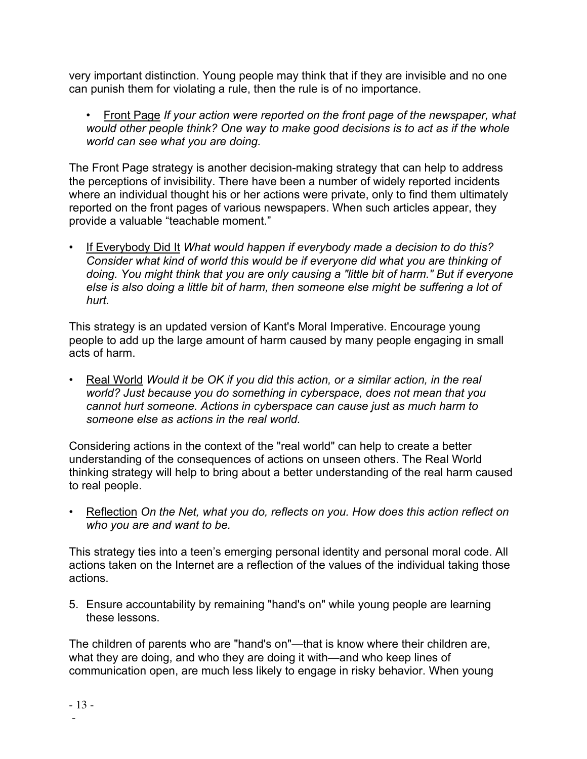very important distinction. Young people may think that if they are invisible and no one can punish them for violating a rule, then the rule is of no importance.

- Front Page *If your action were reported on the front page of the newspaper, what would other people think? One way to make good decisions is to act as if the whole world can see what you are doing.*

The Front Page strategy is another decision-making strategy that can help to address the perceptions of invisibility. There have been a number of widely reported incidents where an individual thought his or her actions were private, only to find them ultimately reported on the front pages of various newspapers. When such articles appear, they provide a valuable "teachable moment."

- If Everybody Did It *What would happen if everybody made a decision to do this? Consider what kind of world this would be if everyone did what you are thinking of doing. You might think that you are only causing a "little bit of harm." But if everyone else is also doing a little bit of harm, then someone else might be suffering a lot of hurt.*

This strategy is an updated version of Kant's Moral Imperative. Encourage young people to add up the large amount of harm caused by many people engaging in small acts of harm.

- Real World *Would it be OK if you did this action, or a similar action, in the real world? Just because you do something in cyberspace, does not mean that you cannot hurt someone. Actions in cyberspace can cause just as much harm to someone else as actions in the real world.*

Considering actions in the context of the "real world" can help to create a better understanding of the consequences of actions on unseen others. The Real World thinking strategy will help to bring about a better understanding of the real harm caused to real people.

- Reflection *On the Net, what you do, reflects on you. How does this action reflect on who you are and want to be.*

This strategy ties into a teen's emerging personal identity and personal moral code. All actions taken on the Internet are a reflection of the values of the individual taking those actions.

5. Ensure accountability by remaining "hand's on" while young people are learning these lessons.

The children of parents who are "hand's on"—that is know where their children are, what they are doing, and who they are doing it with—and who keep lines of communication open, are much less likely to engage in risky behavior. When young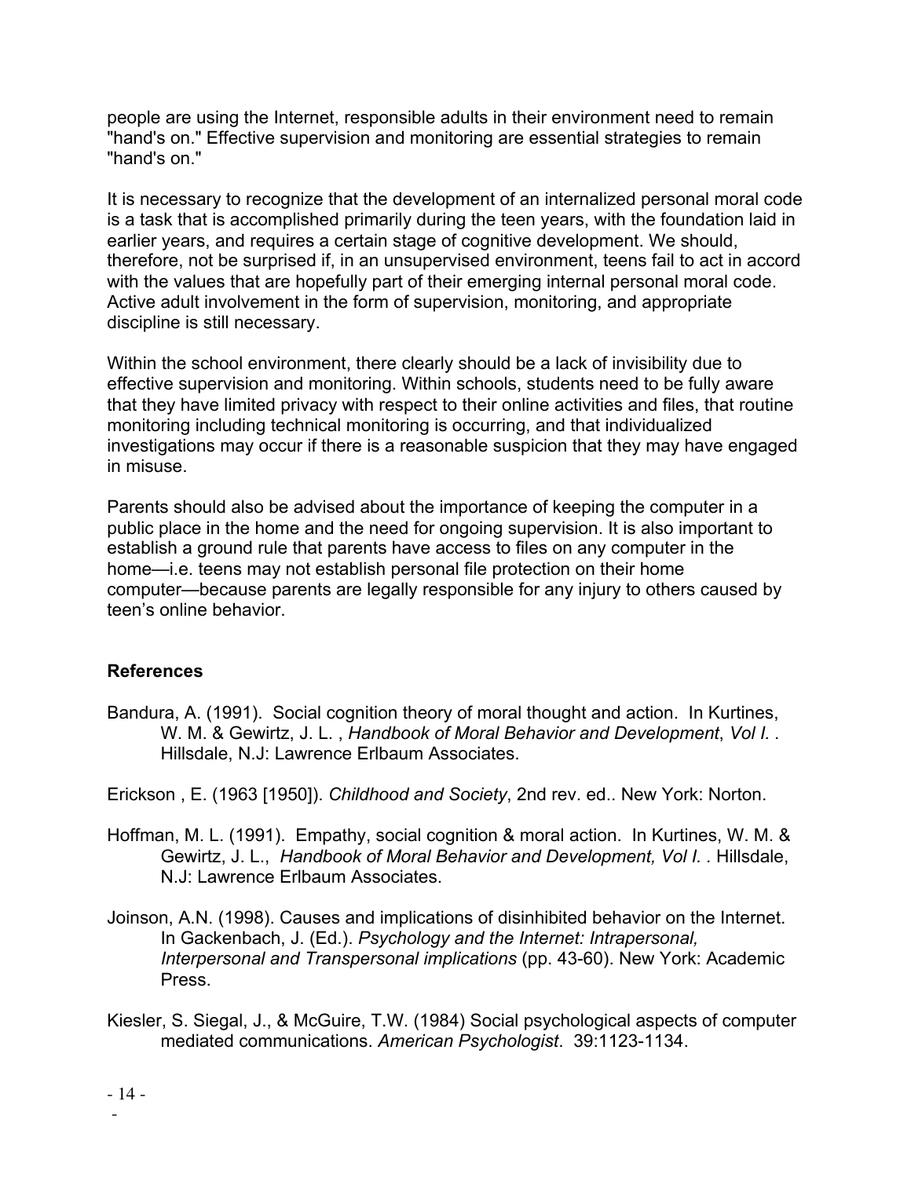people are using the Internet, responsible adults in their environment need to remain "hand's on." Effective supervision and monitoring are essential strategies to remain "hand's on."

It is necessary to recognize that the development of an internalized personal moral code is a task that is accomplished primarily during the teen years, with the foundation laid in earlier years, and requires a certain stage of cognitive development. We should, therefore, not be surprised if, in an unsupervised environment, teens fail to act in accord with the values that are hopefully part of their emerging internal personal moral code. Active adult involvement in the form of supervision, monitoring, and appropriate discipline is still necessary.

Within the school environment, there clearly should be a lack of invisibility due to effective supervision and monitoring. Within schools, students need to be fully aware that they have limited privacy with respect to their online activities and files, that routine monitoring including technical monitoring is occurring, and that individualized investigations may occur if there is a reasonable suspicion that they may have engaged in misuse.

Parents should also be advised about the importance of keeping the computer in a public place in the home and the need for ongoing supervision. It is also important to establish a ground rule that parents have access to files on any computer in the home—i.e. teens may not establish personal file protection on their home computer—because parents are legally responsible for any injury to others caused by teen's online behavior.

## References

Bandura, A. (1991). Social cognition theory of moral thought and action. In Kurtines, W. M. & Gewirtz, J. L. , *Handbook of Moral Behavior and Development*, *Vol I. .* Hillsdale, N.J: Lawrence Erlbaum Associates.

Erickson , E. (1963 [1950]). *Childhood and Society*, 2nd rev. ed.. New York: Norton.

Hoffman, M. L. (1991). Empathy, social cognition & moral action. In Kurtines, W. M. & Gewirtz, J. L., *Handbook of Moral Behavior and Development, Vol I. .* Hillsdale, N.J: Lawrence Erlbaum Associates.

Joinson, A.N. (1998). Causes and implications of disinhibited behavior on the Internet. In Gackenbach, J. (Ed.). *Psychology and the Internet: Intrapersonal, Interpersonal and Transpersonal implications* (pp. 43-60). New York: Academic Press.

Kiesler, S. Siegal, J., & McGuire, T.W. (1984) Social psychological aspects of computer mediated communications. *American Psychologist*. 39:1123-1134.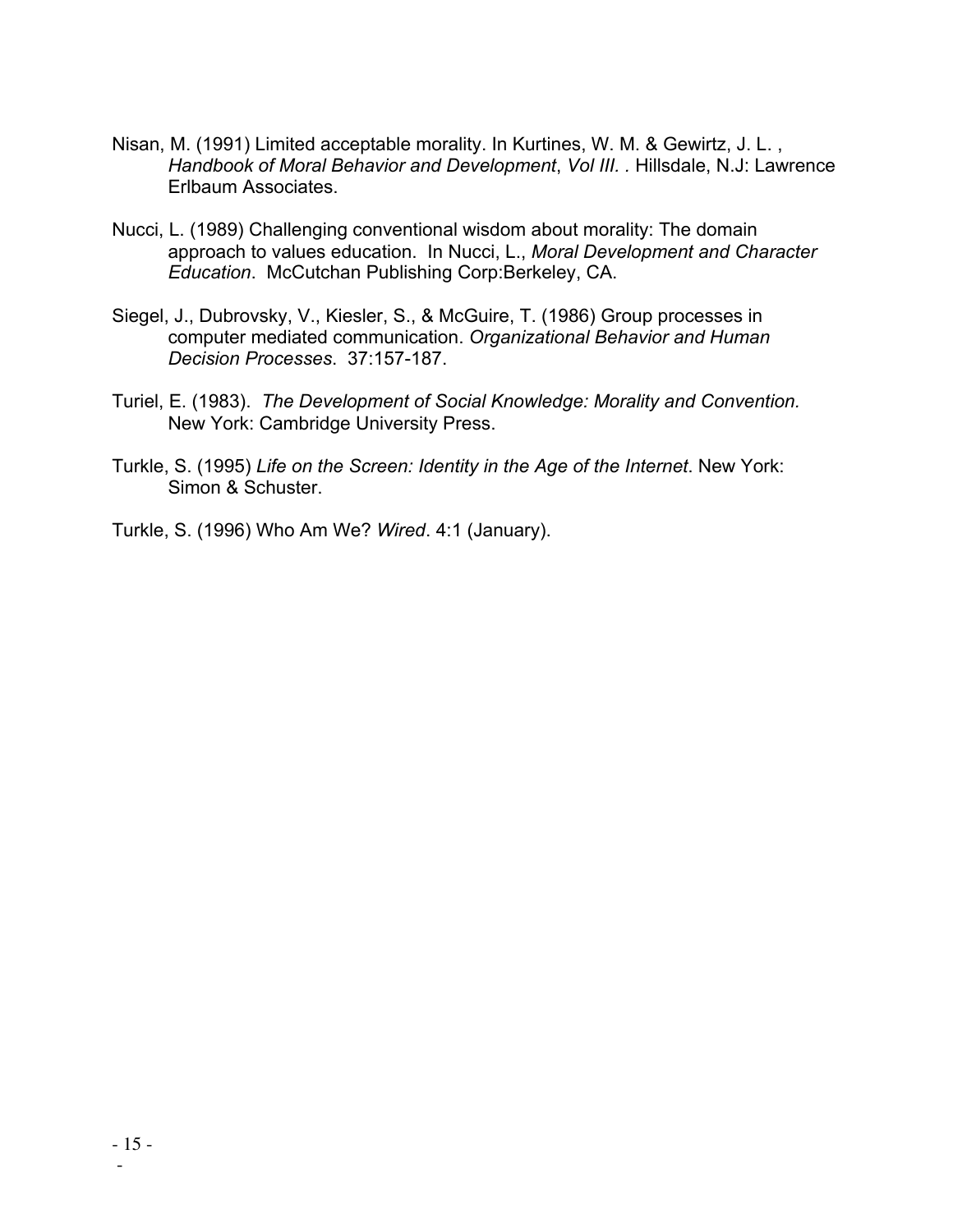Nisan, M. (1991) Limited acceptable morality. In Kurtines, W. M. & Gewirtz, J. L. , *Handbook of Moral Behavior and Development*, *Vol III. .* Hillsdale, N.J: Lawrence Erlbaum Associates.

Nucci, L. (1989) Challenging conventional wisdom about morality: The domain approach to values education. In Nucci, L., *Moral Development and Character Education*. McCutchan Publishing Corp:Berkeley, CA.

Siegel, J., Dubrovsky, V., Kiesler, S., & McGuire, T. (1986) Group processes in computer mediated communication. *Organizational Behavior and Human Decision Processes*. 37:157-187.

Turiel, E. (1983). *The Development of Social Knowledge: Morality and Convention.* New York: Cambridge University Press.

Turkle, S. (1995) *Life on the Screen: Identity in the Age of the Internet*. New York: Simon & Schuster.

Turkle, S. (1996) Who Am We? *Wired*. 4:1 (January).